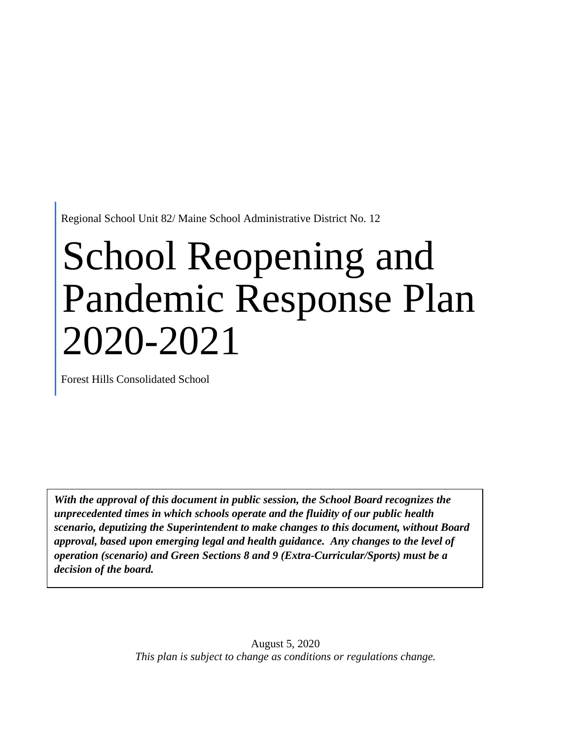Regional School Unit 82/ Maine School Administrative District No. 12

# School Reopening and Pandemic Response Plan 2020-2021

Forest Hills Consolidated School

***With the approval of this document in public session, the School Board recognizes the unprecedented times in which schools operate and the fluidity of our public health scenario, deputizing the Superintendent to make changes to this document, without Board approval, based upon emerging legal and health guidance. Any changes to the level of operation (scenario) and Green Sections 8 and 9 (Extra-Curricular/Sports) must be a decision of the board.***

August 5, 2020

*This plan is subject to change as conditions or regulations change.*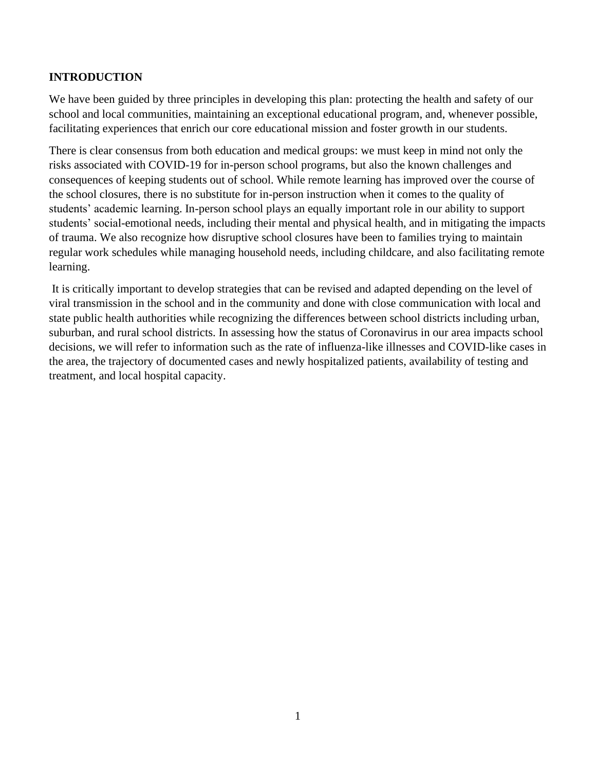## INTRODUCTION

We have been guided by three principles in developing this plan: protecting the health and safety of our school and local communities, maintaining an exceptional educational program, and, whenever possible, facilitating experiences that enrich our core educational mission and foster growth in our students.

There is clear consensus from both education and medical groups: we must keep in mind not only the risks associated with COVID-19 for in-person school programs, but also the known challenges and consequences of keeping students out of school. While remote learning has improved over the course of the school closures, there is no substitute for in-person instruction when it comes to the quality of students' academic learning. In-person school plays an equally important role in our ability to support students' social-emotional needs, including their mental and physical health, and in mitigating the impacts of trauma. We also recognize how disruptive school closures have been to families trying to maintain regular work schedules while managing household needs, including childcare, and also facilitating remote learning.

It is critically important to develop strategies that can be revised and adapted depending on the level of viral transmission in the school and in the community and done with close communication with local and state public health authorities while recognizing the differences between school districts including urban, suburban, and rural school districts. In assessing how the status of Coronavirus in our area impacts school decisions, we will refer to information such as the rate of influenza-like illnesses and COVID-like cases in the area, the trajectory of documented cases and newly hospitalized patients, availability of testing and treatment, and local hospital capacity.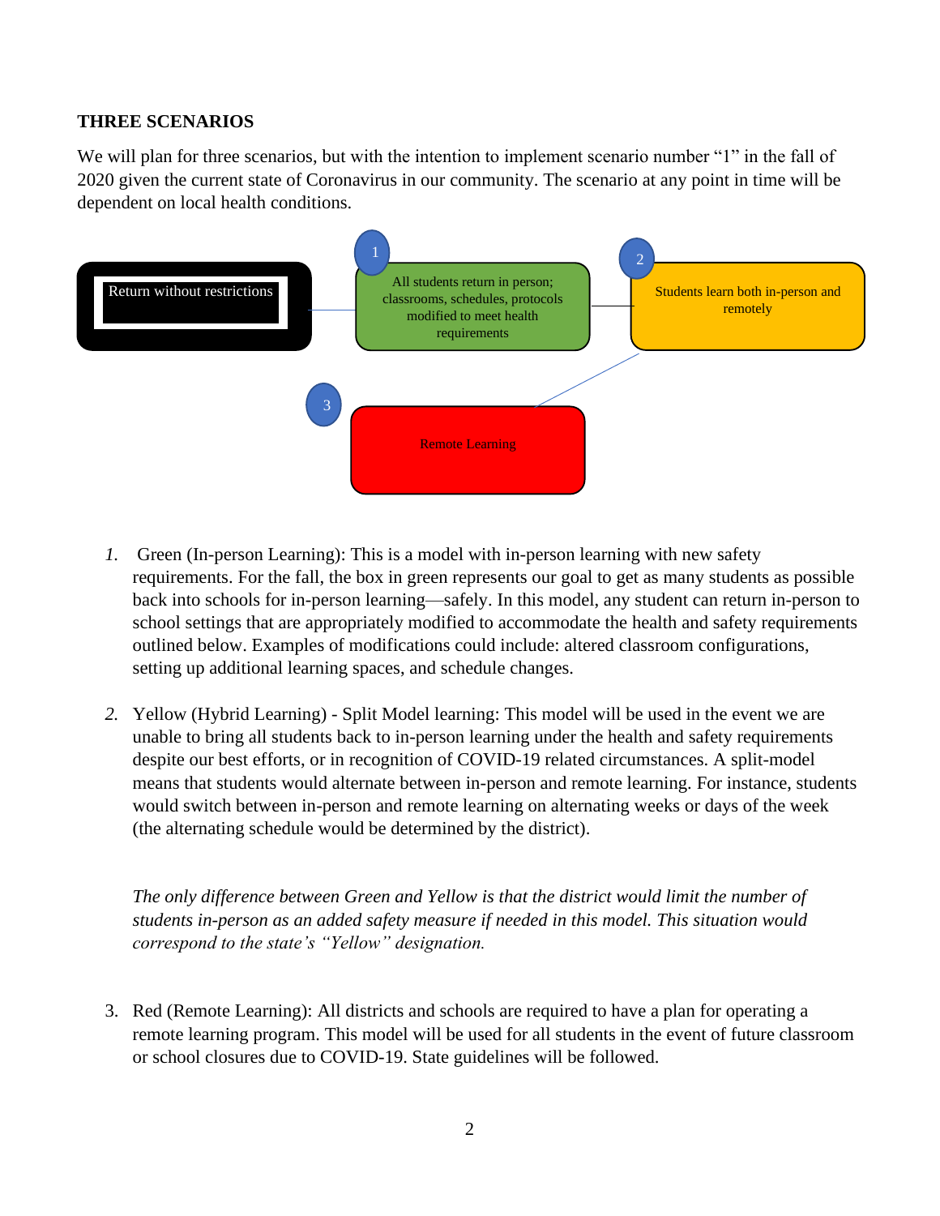**THREE SCENARIOS**

We will plan for three scenarios, but with the intention to implement scenario number "1" in the fall of 2020 given the current state of Coronavirus in our community. The scenario at any point in time will be dependent on local health conditions.

Return without restrictions

1 — All students return in person; classrooms, schedules, protocols modified to meet health requirements

2 — Students learn both in-person and remotely

3 — Remote Learning

1. Green (In-person Learning): This is a model with in-person learning with new safety requirements. For the fall, the box in green represents our goal to get as many students as possible back into schools for in-person learning—safely. In this model, any student can return in-person to school settings that are appropriately modified to accommodate the health and safety requirements outlined below. Examples of modifications could include: altered classroom configurations, setting up additional learning spaces, and schedule changes.

2. Yellow (Hybrid Learning) - Split Model learning: This model will be used in the event we are unable to bring all students back to in-person learning under the health and safety requirements despite our best efforts, or in recognition of COVID-19 related circumstances. A split-model means that students would alternate between in-person and remote learning. For instance, students would switch between in-person and remote learning on alternating weeks or days of the week (the alternating schedule would be determined by the district).

   *The only difference between Green and Yellow is that the district would limit the number of students in-person as an added safety measure if needed in this model. This situation would correspond to the state's "Yellow" designation.*

3. Red (Remote Learning): All districts and schools are required to have a plan for operating a remote learning program. This model will be used for all students in the event of future classroom or school closures due to COVID-19. State guidelines will be followed.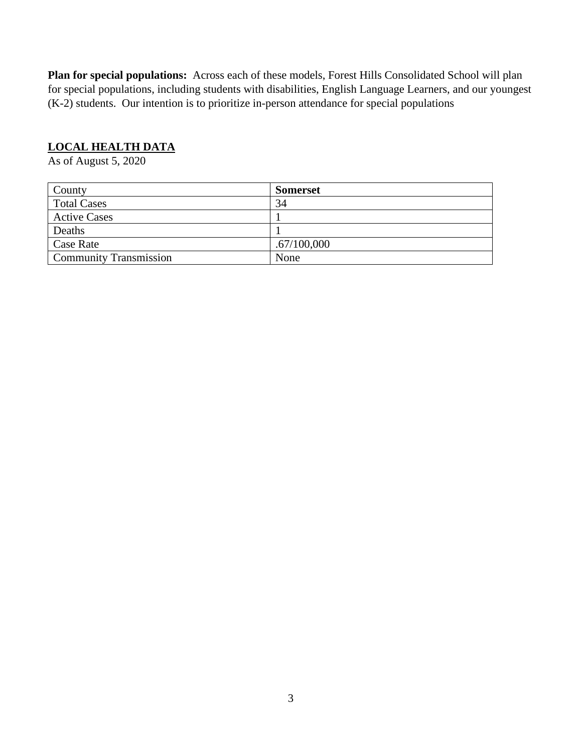**Plan for special populations:** Across each of these models, Forest Hills Consolidated School will plan for special populations, including students with disabilities, English Language Learners, and our youngest (K-2) students. Our intention is to prioritize in-person attendance for special populations

## LOCAL HEALTH DATA

As of August 5, 2020

| County | **Somerset** |
|---|---|
| Total Cases | 34 |
| Active Cases | 1 |
| Deaths | 1 |
| Case Rate | .67/100,000 |
| Community Transmission | None |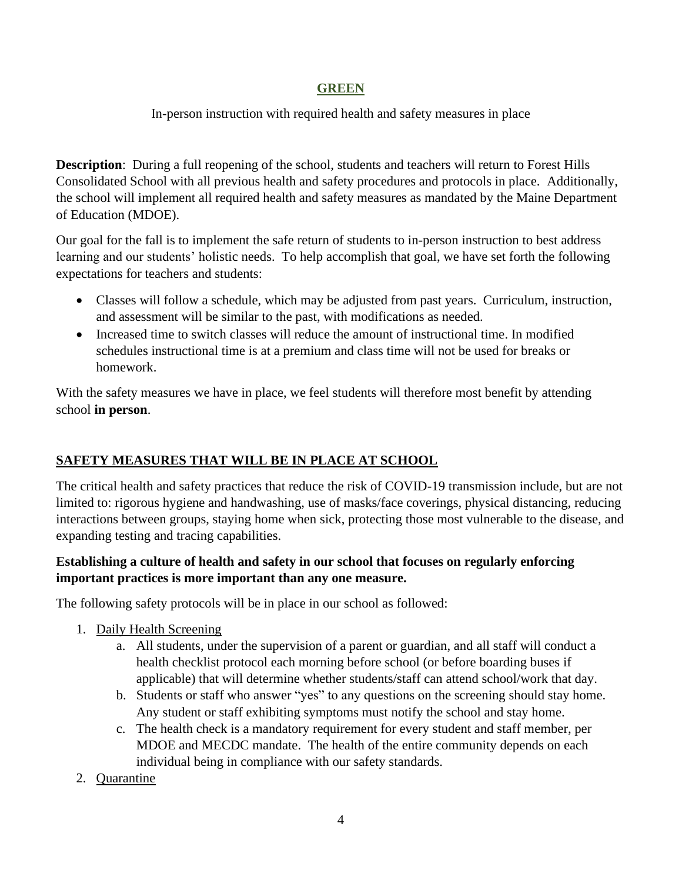## GREEN

In-person instruction with required health and safety measures in place

**Description**: During a full reopening of the school, students and teachers will return to Forest Hills Consolidated School with all previous health and safety procedures and protocols in place. Additionally, the school will implement all required health and safety measures as mandated by the Maine Department of Education (MDOE).

Our goal for the fall is to implement the safe return of students to in-person instruction to best address learning and our students' holistic needs. To help accomplish that goal, we have set forth the following expectations for teachers and students:

- Classes will follow a schedule, which may be adjusted from past years. Curriculum, instruction, and assessment will be similar to the past, with modifications as needed.
- Increased time to switch classes will reduce the amount of instructional time. In modified schedules instructional time is at a premium and class time will not be used for breaks or homework.

With the safety measures we have in place, we feel students will therefore most benefit by attending school **in person**.

## SAFETY MEASURES THAT WILL BE IN PLACE AT SCHOOL

The critical health and safety practices that reduce the risk of COVID-19 transmission include, but are not limited to: rigorous hygiene and handwashing, use of masks/face coverings, physical distancing, reducing interactions between groups, staying home when sick, protecting those most vulnerable to the disease, and expanding testing and tracing capabilities.

**Establishing a culture of health and safety in our school that focuses on regularly enforcing important practices is more important than any one measure.**

The following safety protocols will be in place in our school as followed:

1. Daily Health Screening
    a. All students, under the supervision of a parent or guardian, and all staff will conduct a health checklist protocol each morning before school (or before boarding buses if applicable) that will determine whether students/staff can attend school/work that day.
    b. Students or staff who answer "yes" to any questions on the screening should stay home. Any student or staff exhibiting symptoms must notify the school and stay home.
    c. The health check is a mandatory requirement for every student and staff member, per MDOE and MECDC mandate. The health of the entire community depends on each individual being in compliance with our safety standards.
2. Quarantine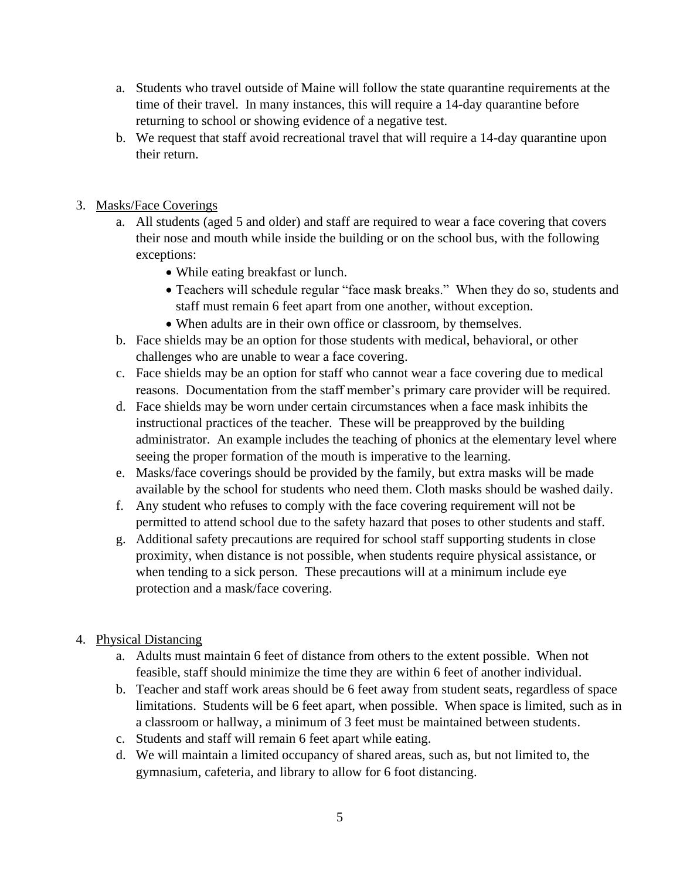a. Students who travel outside of Maine will follow the state quarantine requirements at the time of their travel. In many instances, this will require a 14-day quarantine before returning to school or showing evidence of a negative test.
   b. We request that staff avoid recreational travel that will require a 14-day quarantine upon their return.

3. Masks/Face Coverings
   a. All students (aged 5 and older) and staff are required to wear a face covering that covers their nose and mouth while inside the building or on the school bus, with the following exceptions:
      - While eating breakfast or lunch.
      - Teachers will schedule regular "face mask breaks." When they do so, students and staff must remain 6 feet apart from one another, without exception.
      - When adults are in their own office or classroom, by themselves.
   b. Face shields may be an option for those students with medical, behavioral, or other challenges who are unable to wear a face covering.
   c. Face shields may be an option for staff who cannot wear a face covering due to medical reasons. Documentation from the staff member's primary care provider will be required.
   d. Face shields may be worn under certain circumstances when a face mask inhibits the instructional practices of the teacher. These will be preapproved by the building administrator. An example includes the teaching of phonics at the elementary level where seeing the proper formation of the mouth is imperative to the learning.
   e. Masks/face coverings should be provided by the family, but extra masks will be made available by the school for students who need them. Cloth masks should be washed daily.
   f. Any student who refuses to comply with the face covering requirement will not be permitted to attend school due to the safety hazard that poses to other students and staff.
   g. Additional safety precautions are required for school staff supporting students in close proximity, when distance is not possible, when students require physical assistance, or when tending to a sick person. These precautions will at a minimum include eye protection and a mask/face covering.

4. Physical Distancing
   a. Adults must maintain 6 feet of distance from others to the extent possible. When not feasible, staff should minimize the time they are within 6 feet of another individual.
   b. Teacher and staff work areas should be 6 feet away from student seats, regardless of space limitations. Students will be 6 feet apart, when possible. When space is limited, such as in a classroom or hallway, a minimum of 3 feet must be maintained between students.
   c. Students and staff will remain 6 feet apart while eating.
   d. We will maintain a limited occupancy of shared areas, such as, but not limited to, the gymnasium, cafeteria, and library to allow for 6 foot distancing.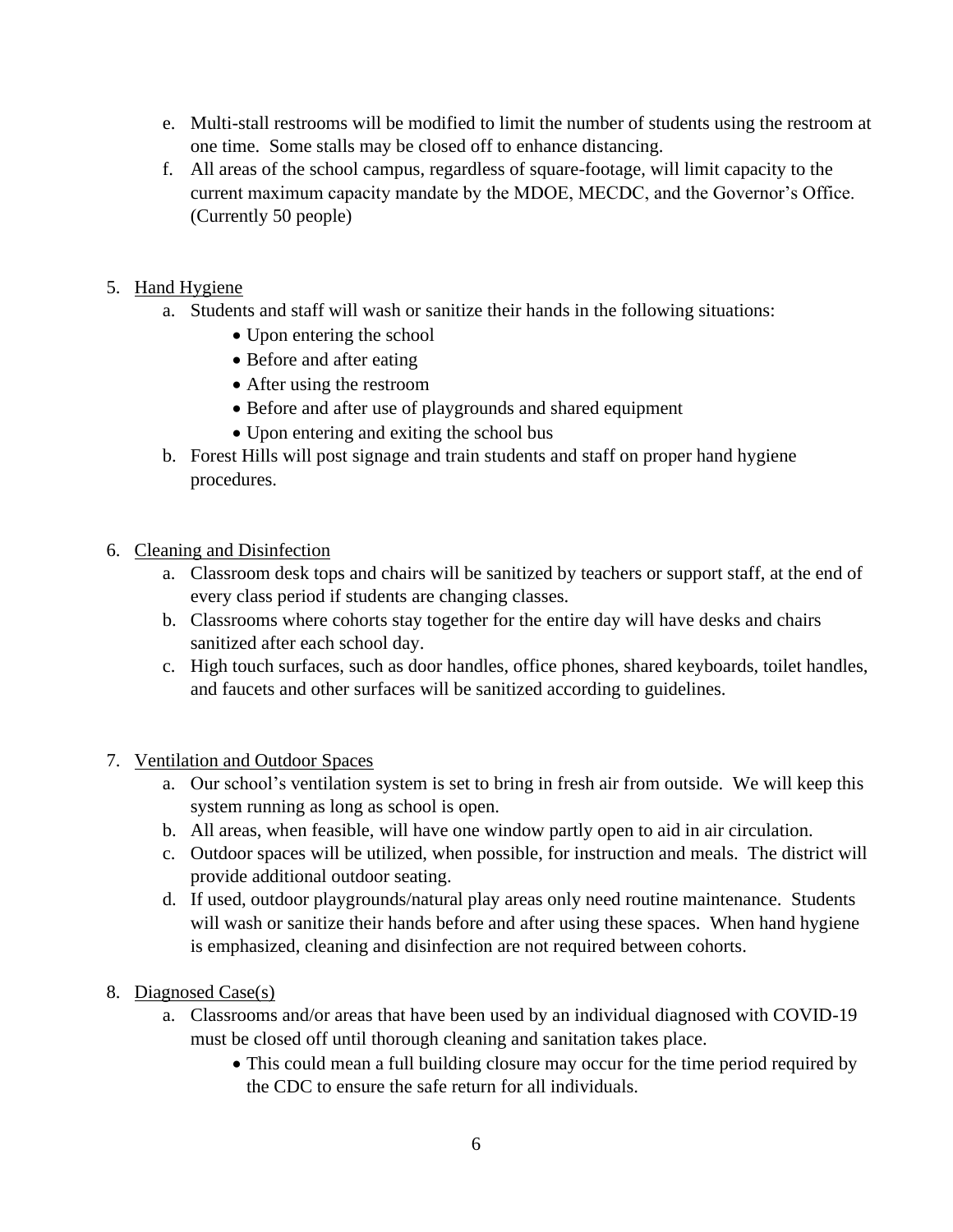e. Multi-stall restrooms will be modified to limit the number of students using the restroom at one time. Some stalls may be closed off to enhance distancing.
f. All areas of the school campus, regardless of square-footage, will limit capacity to the current maximum capacity mandate by the MDOE, MECDC, and the Governor's Office. (Currently 50 people)

5. <u>Hand Hygiene</u>
   a. Students and staff will wash or sanitize their hands in the following situations:
      - Upon entering the school
      - Before and after eating
      - After using the restroom
      - Before and after use of playgrounds and shared equipment
      - Upon entering and exiting the school bus
   b. Forest Hills will post signage and train students and staff on proper hand hygiene procedures.

6. <u>Cleaning and Disinfection</u>
   a. Classroom desk tops and chairs will be sanitized by teachers or support staff, at the end of every class period if students are changing classes.
   b. Classrooms where cohorts stay together for the entire day will have desks and chairs sanitized after each school day.
   c. High touch surfaces, such as door handles, office phones, shared keyboards, toilet handles, and faucets and other surfaces will be sanitized according to guidelines.

7. <u>Ventilation and Outdoor Spaces</u>
   a. Our school's ventilation system is set to bring in fresh air from outside. We will keep this system running as long as school is open.
   b. All areas, when feasible, will have one window partly open to aid in air circulation.
   c. Outdoor spaces will be utilized, when possible, for instruction and meals. The district will provide additional outdoor seating.
   d. If used, outdoor playgrounds/natural play areas only need routine maintenance. Students will wash or sanitize their hands before and after using these spaces. When hand hygiene is emphasized, cleaning and disinfection are not required between cohorts.

8. <u>Diagnosed Case(s)</u>
   a. Classrooms and/or areas that have been used by an individual diagnosed with COVID-19 must be closed off until thorough cleaning and sanitation takes place.
      - This could mean a full building closure may occur for the time period required by the CDC to ensure the safe return for all individuals.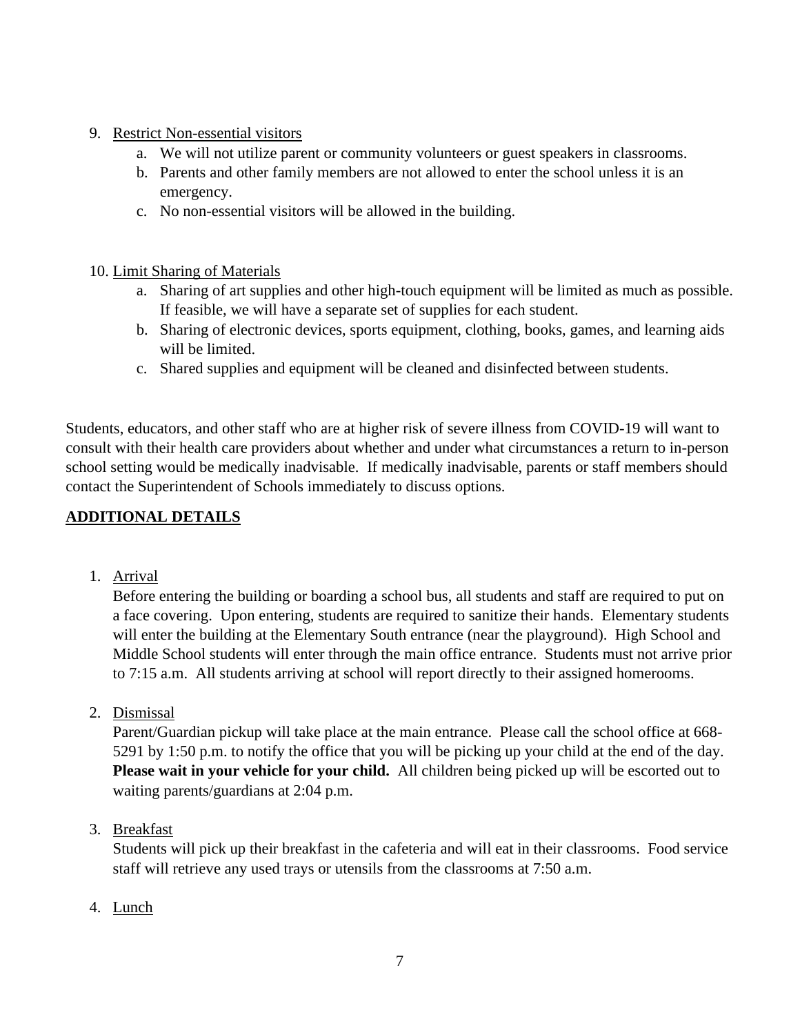9. Restrict Non-essential visitors
    a. We will not utilize parent or community volunteers or guest speakers in classrooms.
    b. Parents and other family members are not allowed to enter the school unless it is an emergency.
    c. No non-essential visitors will be allowed in the building.

10. Limit Sharing of Materials
    a. Sharing of art supplies and other high-touch equipment will be limited as much as possible. If feasible, we will have a separate set of supplies for each student.
    b. Sharing of electronic devices, sports equipment, clothing, books, games, and learning aids will be limited.
    c. Shared supplies and equipment will be cleaned and disinfected between students.

Students, educators, and other staff who are at higher risk of severe illness from COVID-19 will want to consult with their health care providers about whether and under what circumstances a return to in-person school setting would be medically inadvisable. If medically inadvisable, parents or staff members should contact the Superintendent of Schools immediately to discuss options.

## ADDITIONAL DETAILS

1. Arrival
   Before entering the building or boarding a school bus, all students and staff are required to put on a face covering. Upon entering, students are required to sanitize their hands. Elementary students will enter the building at the Elementary South entrance (near the playground). High School and Middle School students will enter through the main office entrance. Students must not arrive prior to 7:15 a.m. All students arriving at school will report directly to their assigned homerooms.

2. Dismissal
   Parent/Guardian pickup will take place at the main entrance. Please call the school office at 668-5291 by 1:50 p.m. to notify the office that you will be picking up your child at the end of the day. **Please wait in your vehicle for your child.** All children being picked up will be escorted out to waiting parents/guardians at 2:04 p.m.

3. Breakfast
   Students will pick up their breakfast in the cafeteria and will eat in their classrooms. Food service staff will retrieve any used trays or utensils from the classrooms at 7:50 a.m.

4. Lunch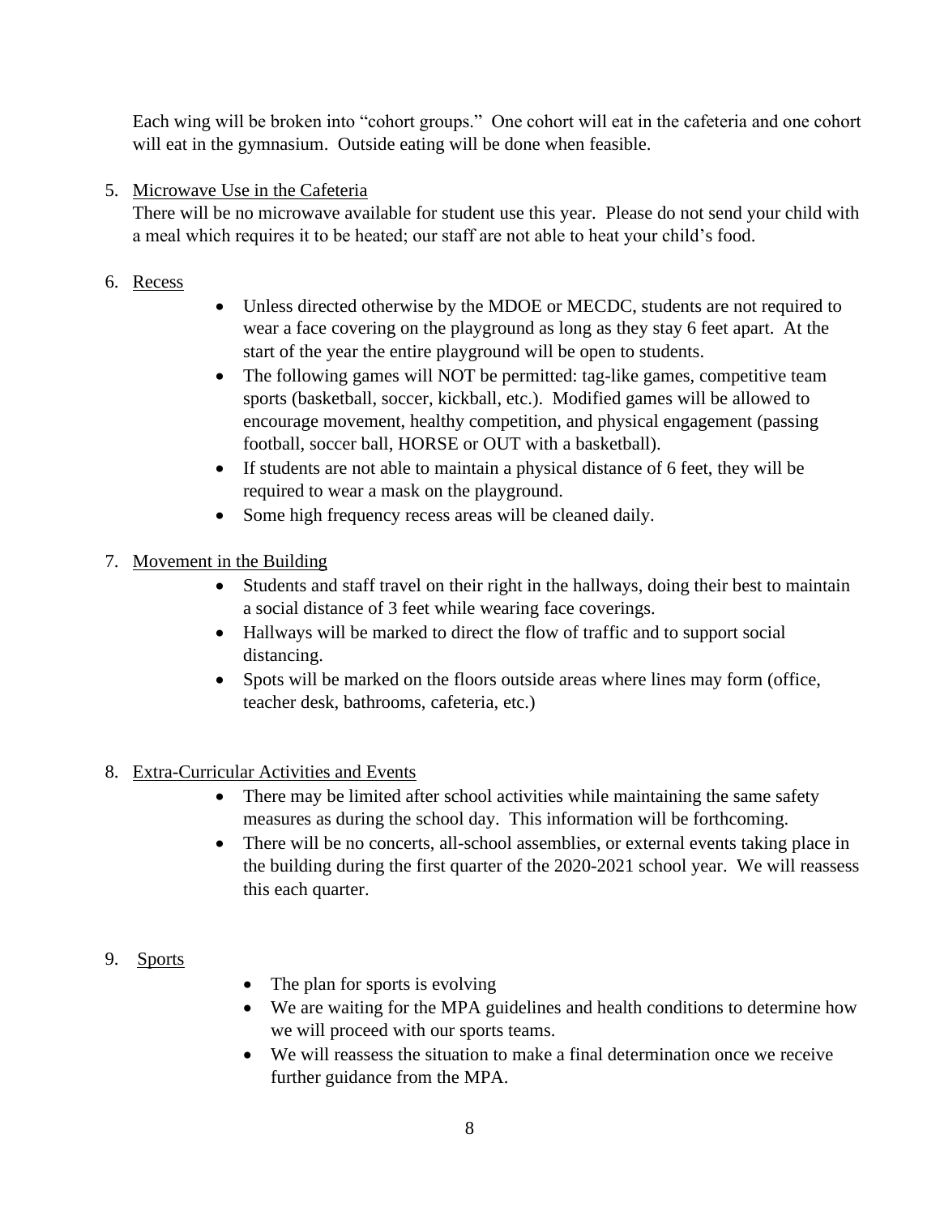Each wing will be broken into "cohort groups." One cohort will eat in the cafeteria and one cohort will eat in the gymnasium. Outside eating will be done when feasible.

5. <u>Microwave Use in the Cafeteria</u>
   There will be no microwave available for student use this year. Please do not send your child with a meal which requires it to be heated; our staff are not able to heat your child's food.

6. <u>Recess</u>
   - Unless directed otherwise by the MDOE or MECDC, students are not required to wear a face covering on the playground as long as they stay 6 feet apart. At the start of the year the entire playground will be open to students.
   - The following games will NOT be permitted: tag-like games, competitive team sports (basketball, soccer, kickball, etc.). Modified games will be allowed to encourage movement, healthy competition, and physical engagement (passing football, soccer ball, HORSE or OUT with a basketball).
   - If students are not able to maintain a physical distance of 6 feet, they will be required to wear a mask on the playground.
   - Some high frequency recess areas will be cleaned daily.

7. <u>Movement in the Building</u>
   - Students and staff travel on their right in the hallways, doing their best to maintain a social distance of 3 feet while wearing face coverings.
   - Hallways will be marked to direct the flow of traffic and to support social distancing.
   - Spots will be marked on the floors outside areas where lines may form (office, teacher desk, bathrooms, cafeteria, etc.)

8. <u>Extra-Curricular Activities and Events</u>
   - There may be limited after school activities while maintaining the same safety measures as during the school day. This information will be forthcoming.
   - There will be no concerts, all-school assemblies, or external events taking place in the building during the first quarter of the 2020-2021 school year. We will reassess this each quarter.

9. <u>Sports</u>
   - The plan for sports is evolving
   - We are waiting for the MPA guidelines and health conditions to determine how we will proceed with our sports teams.
   - We will reassess the situation to make a final determination once we receive further guidance from the MPA.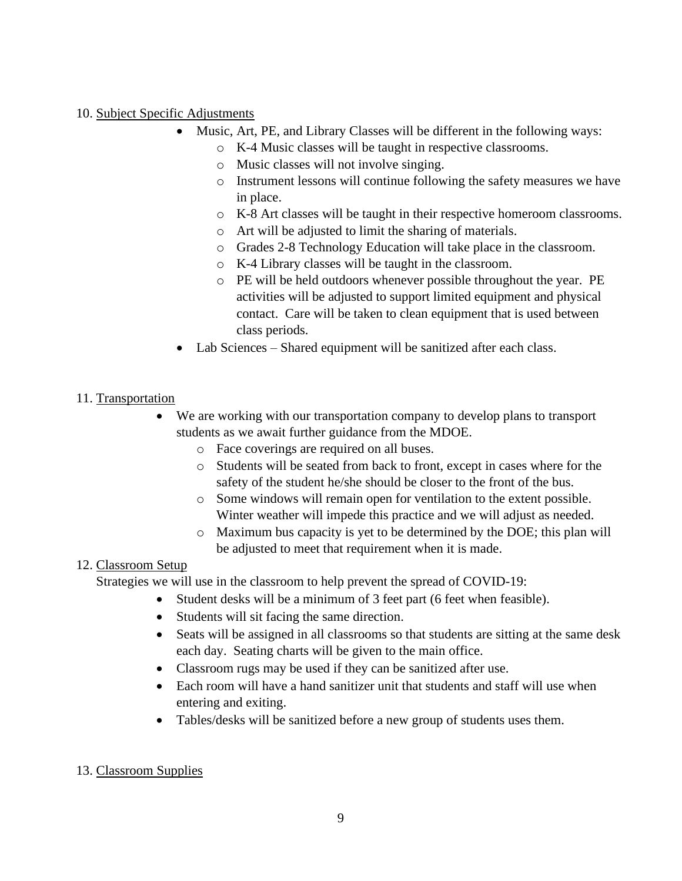10. Subject Specific Adjustments

- Music, Art, PE, and Library Classes will be different in the following ways:
  - K-4 Music classes will be taught in respective classrooms.
  - Music classes will not involve singing.
  - Instrument lessons will continue following the safety measures we have in place.
  - K-8 Art classes will be taught in their respective homeroom classrooms.
  - Art will be adjusted to limit the sharing of materials.
  - Grades 2-8 Technology Education will take place in the classroom.
  - K-4 Library classes will be taught in the classroom.
  - PE will be held outdoors whenever possible throughout the year. PE activities will be adjusted to support limited equipment and physical contact. Care will be taken to clean equipment that is used between class periods.
- Lab Sciences – Shared equipment will be sanitized after each class.

11. Transportation

- We are working with our transportation company to develop plans to transport students as we await further guidance from the MDOE.
  - Face coverings are required on all buses.
  - Students will be seated from back to front, except in cases where for the safety of the student he/she should be closer to the front of the bus.
  - Some windows will remain open for ventilation to the extent possible. Winter weather will impede this practice and we will adjust as needed.
  - Maximum bus capacity is yet to be determined by the DOE; this plan will be adjusted to meet that requirement when it is made.

12. Classroom Setup

Strategies we will use in the classroom to help prevent the spread of COVID-19:

- Student desks will be a minimum of 3 feet part (6 feet when feasible).
- Students will sit facing the same direction.
- Seats will be assigned in all classrooms so that students are sitting at the same desk each day. Seating charts will be given to the main office.
- Classroom rugs may be used if they can be sanitized after use.
- Each room will have a hand sanitizer unit that students and staff will use when entering and exiting.
- Tables/desks will be sanitized before a new group of students uses them.

13. Classroom Supplies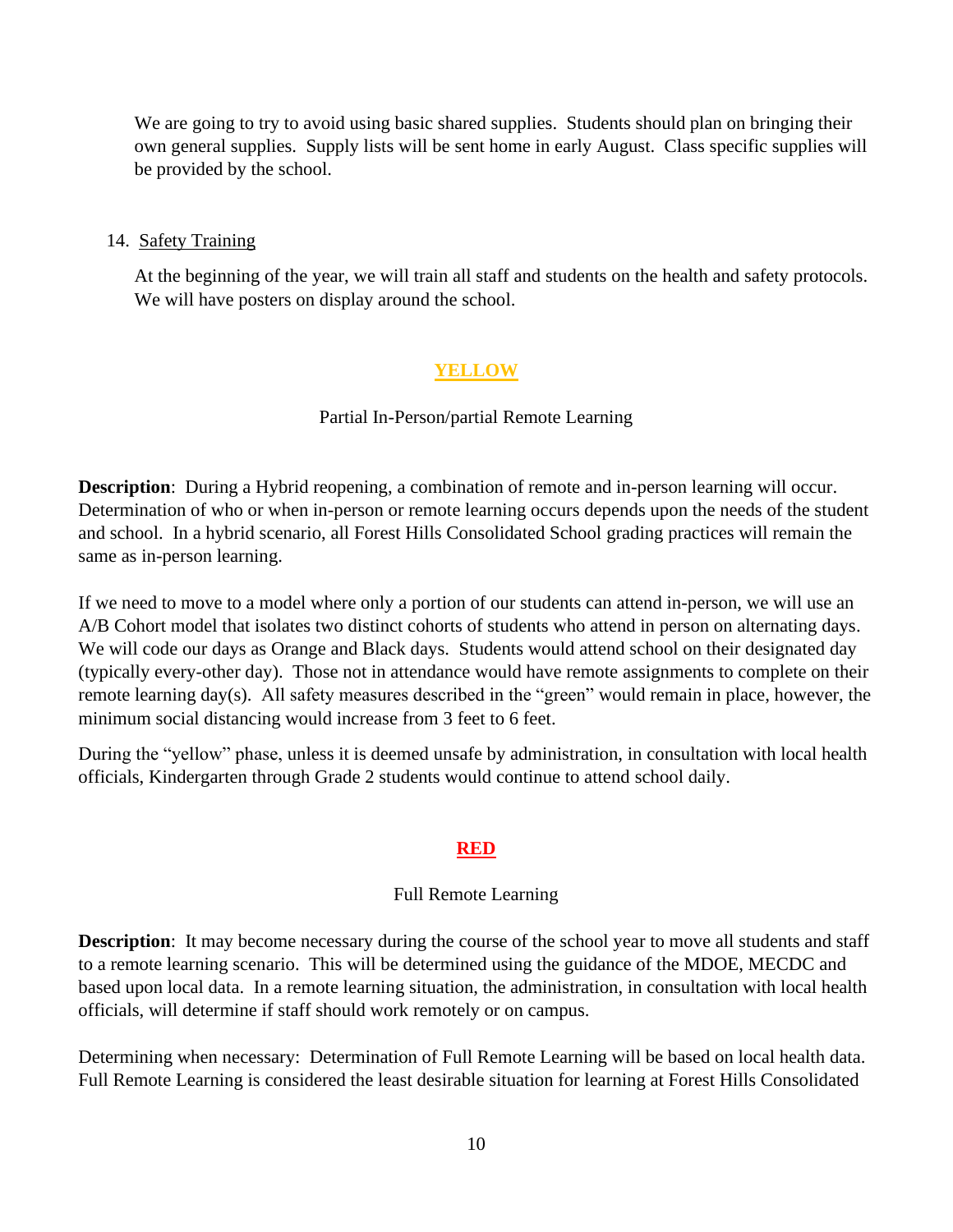We are going to try to avoid using basic shared supplies. Students should plan on bringing their own general supplies. Supply lists will be sent home in early August. Class specific supplies will be provided by the school.

14. Safety Training

    At the beginning of the year, we will train all staff and students on the health and safety protocols. We will have posters on display around the school.

## YELLOW

Partial In-Person/partial Remote Learning

**Description**: During a Hybrid reopening, a combination of remote and in-person learning will occur. Determination of who or when in-person or remote learning occurs depends upon the needs of the student and school. In a hybrid scenario, all Forest Hills Consolidated School grading practices will remain the same as in-person learning.

If we need to move to a model where only a portion of our students can attend in-person, we will use an A/B Cohort model that isolates two distinct cohorts of students who attend in person on alternating days. We will code our days as Orange and Black days. Students would attend school on their designated day (typically every-other day). Those not in attendance would have remote assignments to complete on their remote learning day(s). All safety measures described in the "green" would remain in place, however, the minimum social distancing would increase from 3 feet to 6 feet.

During the "yellow" phase, unless it is deemed unsafe by administration, in consultation with local health officials, Kindergarten through Grade 2 students would continue to attend school daily.

## RED

Full Remote Learning

**Description**: It may become necessary during the course of the school year to move all students and staff to a remote learning scenario. This will be determined using the guidance of the MDOE, MECDC and based upon local data. In a remote learning situation, the administration, in consultation with local health officials, will determine if staff should work remotely or on campus.

Determining when necessary: Determination of Full Remote Learning will be based on local health data. Full Remote Learning is considered the least desirable situation for learning at Forest Hills Consolidated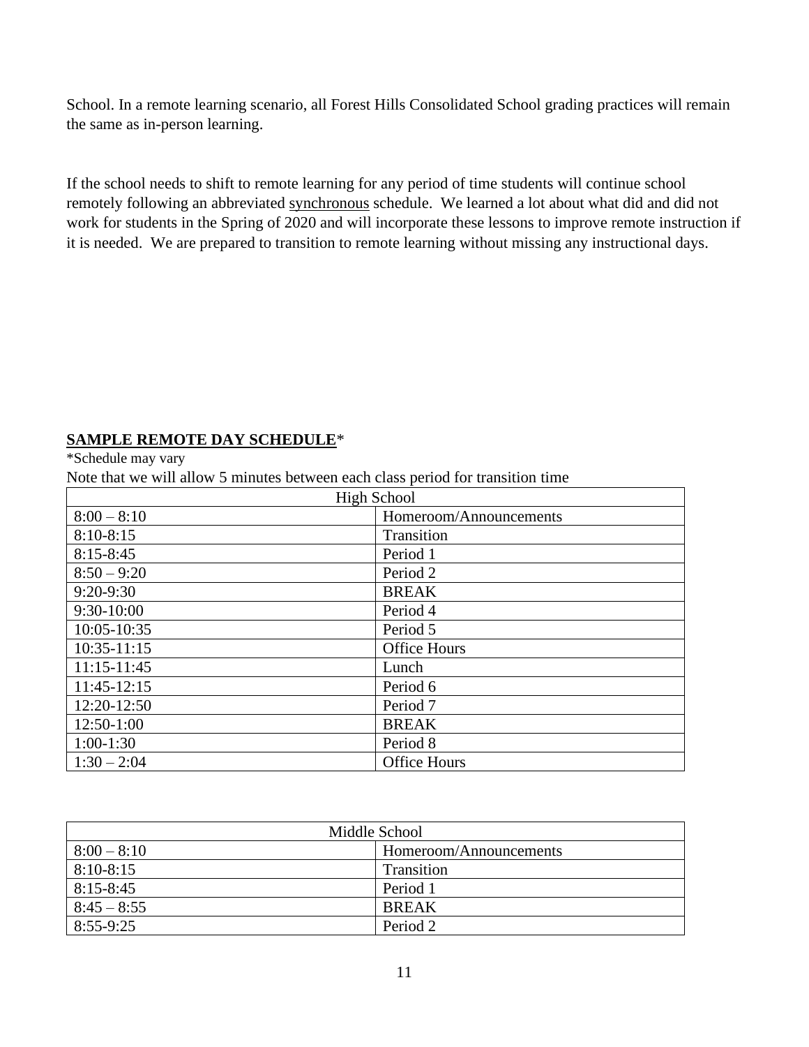School. In a remote learning scenario, all Forest Hills Consolidated School grading practices will remain the same as in-person learning.

If the school needs to shift to remote learning for any period of time students will continue school remotely following an abbreviated <u>synchronous</u> schedule. We learned a lot about what did and did not work for students in the Spring of 2020 and will incorporate these lessons to improve remote instruction if it is needed. We are prepared to transition to remote learning without missing any instructional days.

**<u>SAMPLE REMOTE DAY SCHEDULE</u>***

*Schedule may vary

Note that we will allow 5 minutes between each class period for transition time

| High School | |
|---|---|
| 8:00 – 8:10 | Homeroom/Announcements |
| 8:10-8:15 | Transition |
| 8:15-8:45 | Period 1 |
| 8:50 – 9:20 | Period 2 |
| 9:20-9:30 | BREAK |
| 9:30-10:00 | Period 4 |
| 10:05-10:35 | Period 5 |
| 10:35-11:15 | Office Hours |
| 11:15-11:45 | Lunch |
| 11:45-12:15 | Period 6 |
| 12:20-12:50 | Period 7 |
| 12:50-1:00 | BREAK |
| 1:00-1:30 | Period 8 |
| 1:30 – 2:04 | Office Hours |

| Middle School | |
|---|---|
| 8:00 – 8:10 | Homeroom/Announcements |
| 8:10-8:15 | Transition |
| 8:15-8:45 | Period 1 |
| 8:45 – 8:55 | BREAK |
| 8:55-9:25 | Period 2 |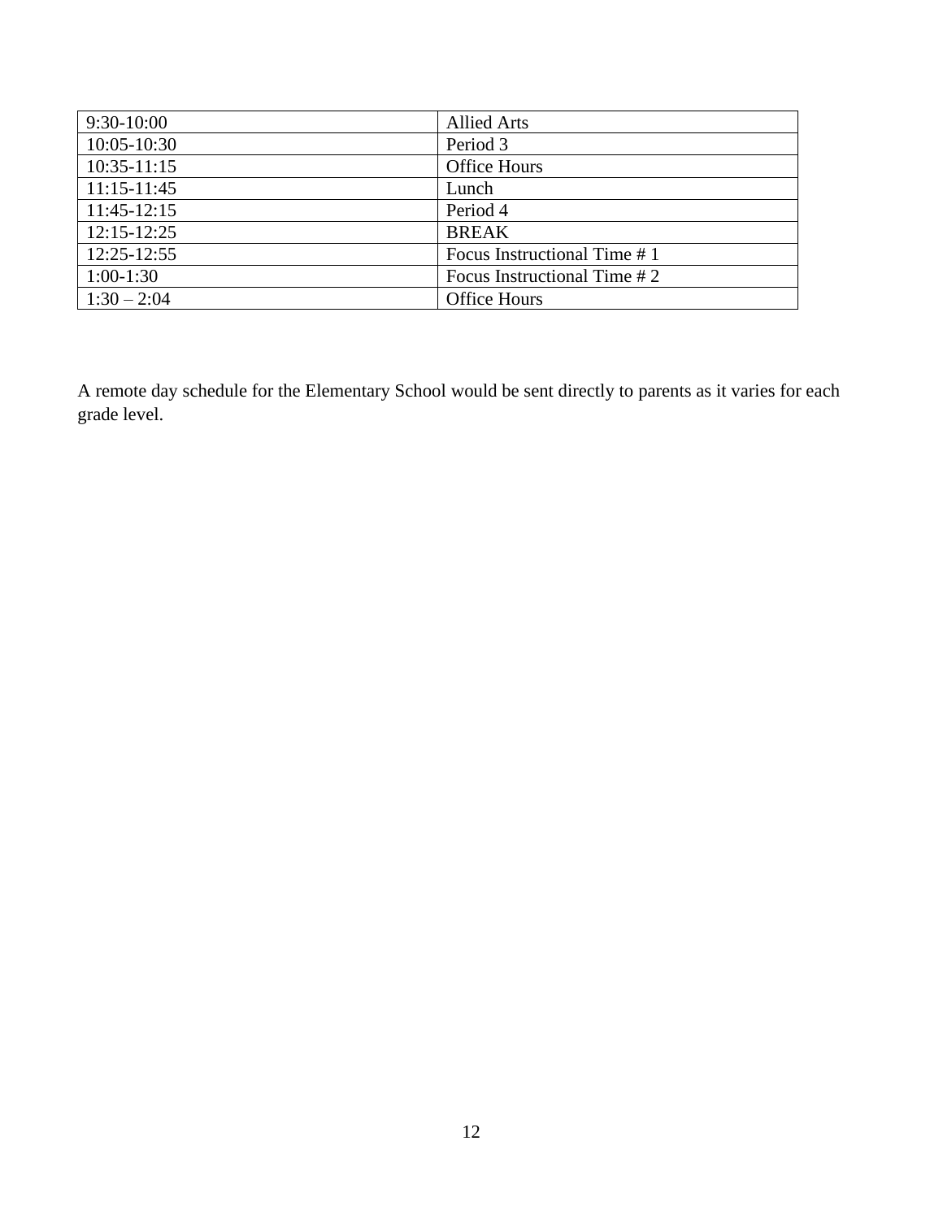| 9:30-10:00 | Allied Arts |
|---|---|
| 10:05-10:30 | Period 3 |
| 10:35-11:15 | Office Hours |
| 11:15-11:45 | Lunch |
| 11:45-12:15 | Period 4 |
| 12:15-12:25 | BREAK |
| 12:25-12:55 | Focus Instructional Time # 1 |
| 1:00-1:30 | Focus Instructional Time # 2 |
| 1:30 – 2:04 | Office Hours |

A remote day schedule for the Elementary School would be sent directly to parents as it varies for each grade level.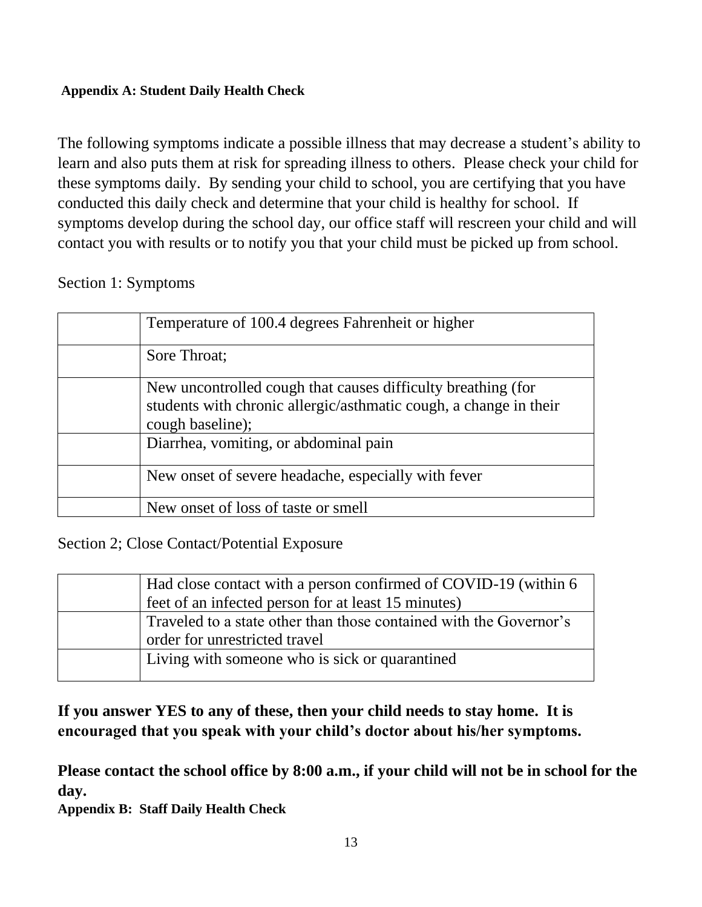**Appendix A: Student Daily Health Check**

The following symptoms indicate a possible illness that may decrease a student's ability to learn and also puts them at risk for spreading illness to others. Please check your child for these symptoms daily. By sending your child to school, you are certifying that you have conducted this daily check and determine that your child is healthy for school. If symptoms develop during the school day, our office staff will rescreen your child and will contact you with results or to notify you that your child must be picked up from school.

Section 1: Symptoms

| | |
|---|---|
| | Temperature of 100.4 degrees Fahrenheit or higher |
| | Sore Throat; |
| | New uncontrolled cough that causes difficulty breathing (for students with chronic allergic/asthmatic cough, a change in their cough baseline); |
| | Diarrhea, vomiting, or abdominal pain |
| | New onset of severe headache, especially with fever |
| | New onset of loss of taste or smell |

Section 2; Close Contact/Potential Exposure

| | |
|---|---|
| | Had close contact with a person confirmed of COVID-19 (within 6 feet of an infected person for at least 15 minutes) |
| | Traveled to a state other than those contained with the Governor's order for unrestricted travel |
| | Living with someone who is sick or quarantined |

**If you answer YES to any of these, then your child needs to stay home. It is encouraged that you speak with your child's doctor about his/her symptoms.**

**Please contact the school office by 8:00 a.m., if your child will not be in school for the day.**

**Appendix B: Staff Daily Health Check**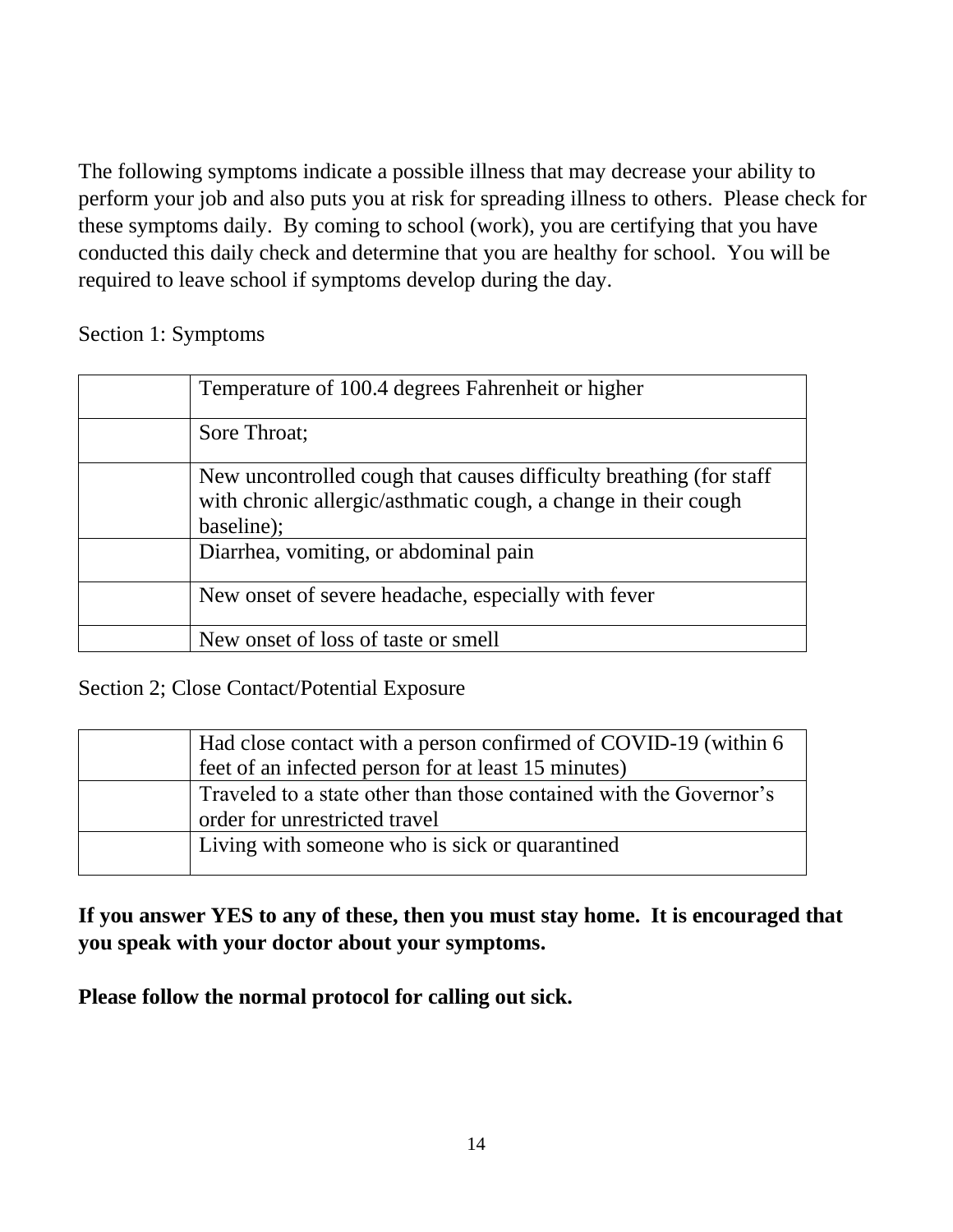The following symptoms indicate a possible illness that may decrease your ability to perform your job and also puts you at risk for spreading illness to others. Please check for these symptoms daily. By coming to school (work), you are certifying that you have conducted this daily check and determine that you are healthy for school. You will be required to leave school if symptoms develop during the day.

Section 1: Symptoms

| | |
|---|---|
| | Temperature of 100.4 degrees Fahrenheit or higher |
| | Sore Throat; |
| | New uncontrolled cough that causes difficulty breathing (for staff with chronic allergic/asthmatic cough, a change in their cough baseline); |
| | Diarrhea, vomiting, or abdominal pain |
| | New onset of severe headache, especially with fever |
| | New onset of loss of taste or smell |

Section 2; Close Contact/Potential Exposure

| | |
|---|---|
| | Had close contact with a person confirmed of COVID-19 (within 6 feet of an infected person for at least 15 minutes) |
| | Traveled to a state other than those contained with the Governor's order for unrestricted travel |
| | Living with someone who is sick or quarantined |

**If you answer YES to any of these, then you must stay home. It is encouraged that you speak with your doctor about your symptoms.**

**Please follow the normal protocol for calling out sick.**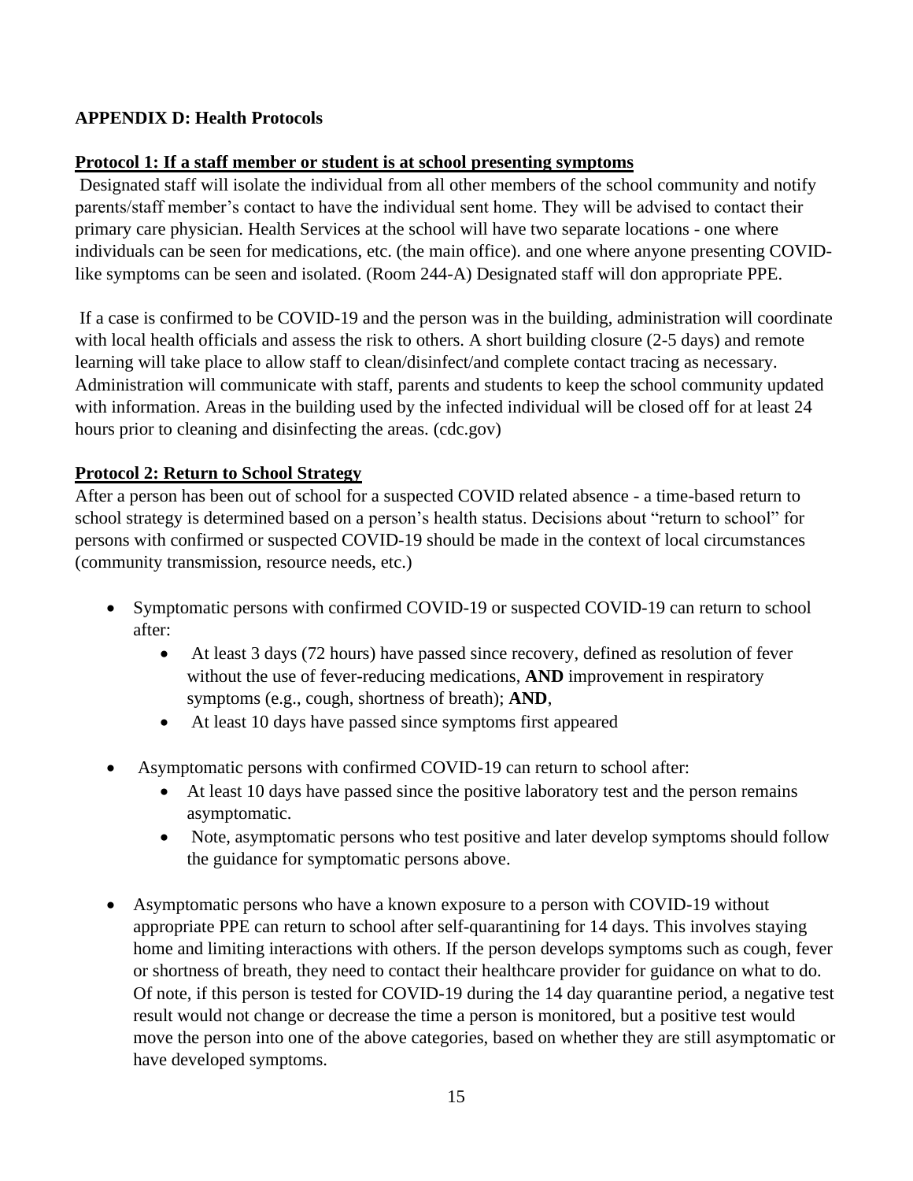**APPENDIX D: Health Protocols**

**Protocol 1: If a staff member or student is at school presenting symptoms**

Designated staff will isolate the individual from all other members of the school community and notify parents/staff member's contact to have the individual sent home. They will be advised to contact their primary care physician. Health Services at the school will have two separate locations - one where individuals can be seen for medications, etc. (the main office). and one where anyone presenting COVID-like symptoms can be seen and isolated. (Room 244-A) Designated staff will don appropriate PPE.

If a case is confirmed to be COVID-19 and the person was in the building, administration will coordinate with local health officials and assess the risk to others. A short building closure (2-5 days) and remote learning will take place to allow staff to clean/disinfect/and complete contact tracing as necessary. Administration will communicate with staff, parents and students to keep the school community updated with information. Areas in the building used by the infected individual will be closed off for at least 24 hours prior to cleaning and disinfecting the areas. (cdc.gov)

**Protocol 2: Return to School Strategy**

After a person has been out of school for a suspected COVID related absence - a time-based return to school strategy is determined based on a person's health status. Decisions about "return to school" for persons with confirmed or suspected COVID-19 should be made in the context of local circumstances (community transmission, resource needs, etc.)

- Symptomatic persons with confirmed COVID-19 or suspected COVID-19 can return to school after:
  - At least 3 days (72 hours) have passed since recovery, defined as resolution of fever without the use of fever-reducing medications, **AND** improvement in respiratory symptoms (e.g., cough, shortness of breath); **AND**,
  - At least 10 days have passed since symptoms first appeared
- Asymptomatic persons with confirmed COVID-19 can return to school after:
  - At least 10 days have passed since the positive laboratory test and the person remains asymptomatic.
  - Note, asymptomatic persons who test positive and later develop symptoms should follow the guidance for symptomatic persons above.
- Asymptomatic persons who have a known exposure to a person with COVID-19 without appropriate PPE can return to school after self-quarantining for 14 days. This involves staying home and limiting interactions with others. If the person develops symptoms such as cough, fever or shortness of breath, they need to contact their healthcare provider for guidance on what to do. Of note, if this person is tested for COVID-19 during the 14 day quarantine period, a negative test result would not change or decrease the time a person is monitored, but a positive test would move the person into one of the above categories, based on whether they are still asymptomatic or have developed symptoms.